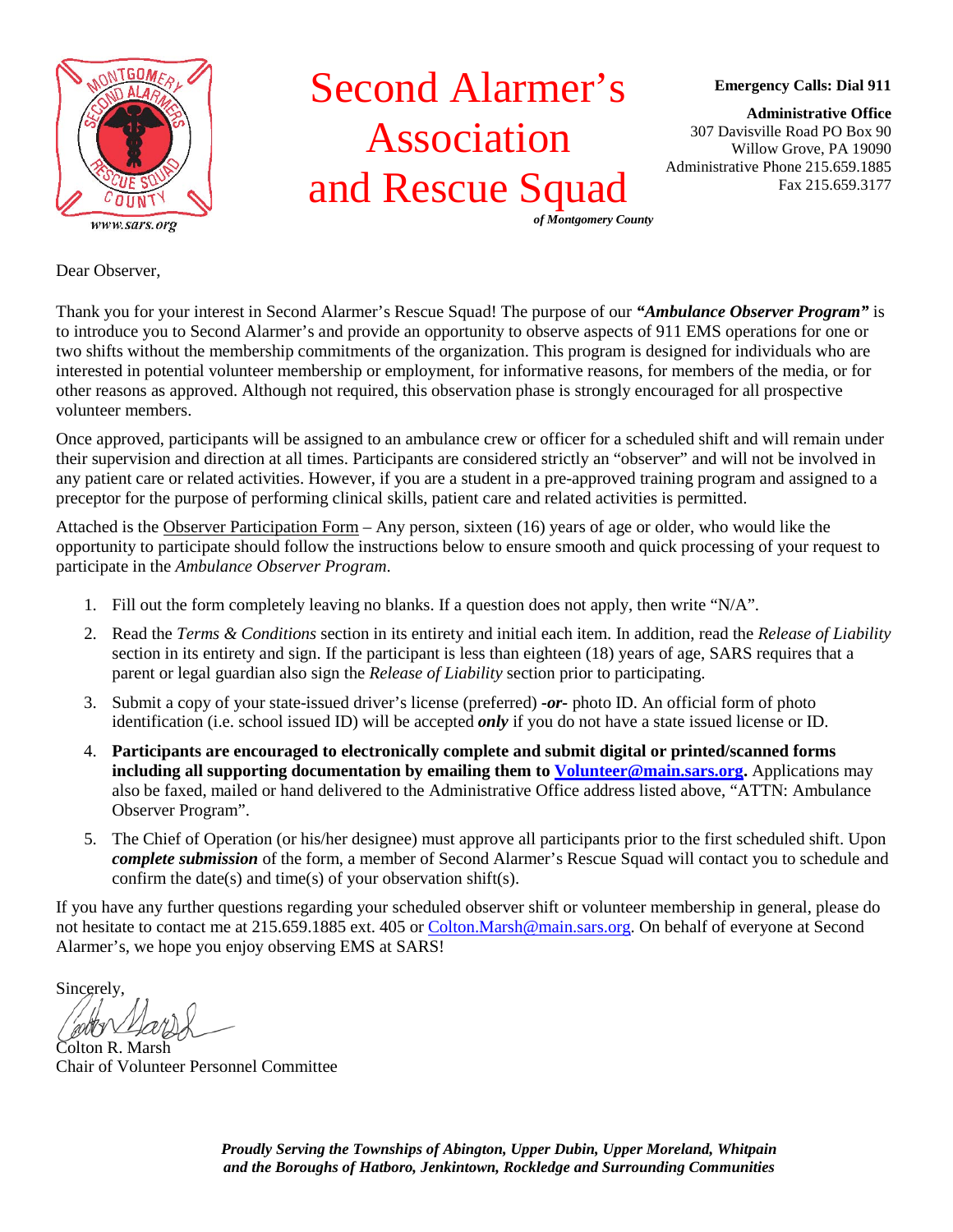# Second Alarmer's Association and Rescue Squad

*of Montgomery County*

www.sars.org

**Emergency Calls: Dial 911**

**Administrative Office**
307 Davisville Road PO Box 90
Willow Grove, PA 19090
Administrative Phone 215.659.1885
Fax 215.659.3177

Dear Observer,

Thank you for your interest in Second Alarmer's Rescue Squad! The purpose of our ***"Ambulance Observer Program"*** is to introduce you to Second Alarmer's and provide an opportunity to observe aspects of 911 EMS operations for one or two shifts without the membership commitments of the organization. This program is designed for individuals who are interested in potential volunteer membership or employment, for informative reasons, for members of the media, or for other reasons as approved. Although not required, this observation phase is strongly encouraged for all prospective volunteer members.

Once approved, participants will be assigned to an ambulance crew or officer for a scheduled shift and will remain under their supervision and direction at all times. Participants are considered strictly an "observer" and will not be involved in any patient care or related activities. However, if you are a student in a pre-approved training program and assigned to a preceptor for the purpose of performing clinical skills, patient care and related activities is permitted.

Attached is the Observer Participation Form – Any person, sixteen (16) years of age or older, who would like the opportunity to participate should follow the instructions below to ensure smooth and quick processing of your request to participate in the *Ambulance Observer Program*.

1. Fill out the form completely leaving no blanks. If a question does not apply, then write "N/A".
2. Read the *Terms & Conditions* section in its entirety and initial each item. In addition, read the *Release of Liability* section in its entirety and sign. If the participant is less than eighteen (18) years of age, SARS requires that a parent or legal guardian also sign the *Release of Liability* section prior to participating.
3. Submit a copy of your state-issued driver's license (preferred) ***-or-*** photo ID. An official form of photo identification (i.e. school issued ID) will be accepted ***only*** if you do not have a state issued license or ID.
4. **Participants are encouraged to electronically complete and submit digital or printed/scanned forms including all supporting documentation by emailing them to Volunteer@main.sars.org.** Applications may also be faxed, mailed or hand delivered to the Administrative Office address listed above, "ATTN: Ambulance Observer Program".
5. The Chief of Operation (or his/her designee) must approve all participants prior to the first scheduled shift. Upon ***complete submission*** of the form, a member of Second Alarmer's Rescue Squad will contact you to schedule and confirm the date(s) and time(s) of your observation shift(s).

If you have any further questions regarding your scheduled observer shift or volunteer membership in general, please do not hesitate to contact me at 215.659.1885 ext. 405 or Colton.Marsh@main.sars.org. On behalf of everyone at Second Alarmer's, we hope you enjoy observing EMS at SARS!

Sincerely,

Colton R. Marsh
Chair of Volunteer Personnel Committee

***Proudly Serving the Townships of Abington, Upper Dubin, Upper Moreland, Whitpain and the Boroughs of Hatboro, Jenkintown, Rockledge and Surrounding Communities***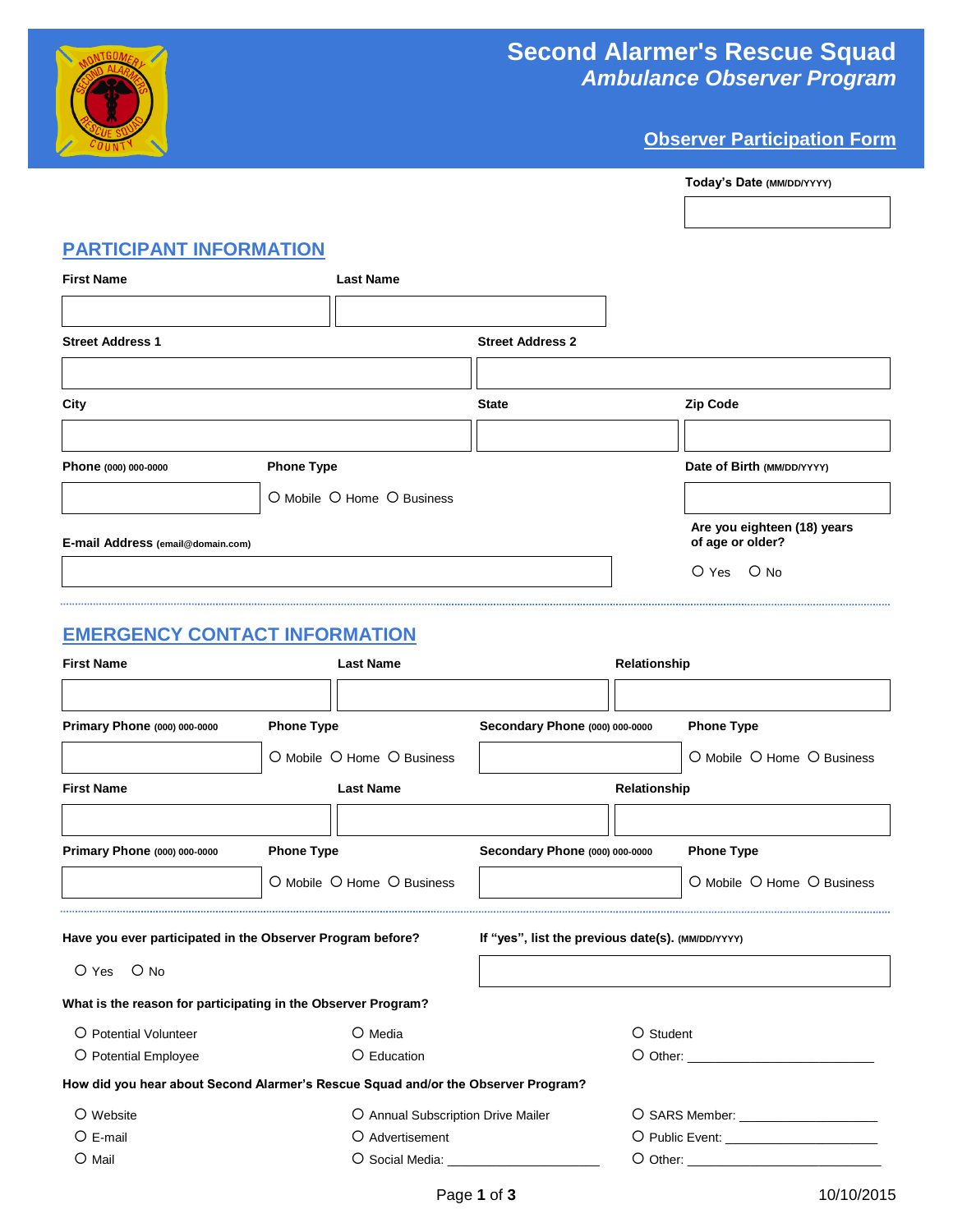# Second Alarmer's Rescue Squad
## *Ambulance Observer Program*

**Observer Participation Form**

**Today's Date** (MM/DD/YYYY)

## PARTICIPANT INFORMATION

**First Name** | **Last Name**

**Street Address 1** | **Street Address 2**

**City** | **State** | **Zip Code**

**Phone** (000) 000-0000 | **Phone Type**: O Mobile O Home O Business | **Date of Birth** (MM/DD/YYYY)

**E-mail Address** (email@domain.com)

**Are you eighteen (18) years of age or older?** O Yes O No

## EMERGENCY CONTACT INFORMATION

**First Name** | **Last Name** | **Relationship**

**Primary Phone** (000) 000-0000 | **Phone Type**: O Mobile O Home O Business | **Secondary Phone** (000) 000-0000 | **Phone Type**: O Mobile O Home O Business

**First Name** | **Last Name** | **Relationship**

**Primary Phone** (000) 000-0000 | **Phone Type**: O Mobile O Home O Business | **Secondary Phone** (000) 000-0000 | **Phone Type**: O Mobile O Home O Business

**Have you ever participated in the Observer Program before?** O Yes O No

**If "yes", list the previous date(s).** (MM/DD/YYYY)

**What is the reason for participating in the Observer Program?**

- O Potential Volunteer
- O Potential Employee
- O Media
- O Education
- O Student
- O Other: ____________________________

**How did you hear about Second Alarmer's Rescue Squad and/or the Observer Program?**

- O Website
- O E-mail
- O Mail
- O Annual Subscription Drive Mailer
- O Advertisement
- O Social Media: ______________________
- O SARS Member: ___________________
- O Public Event: ____________________
- O Other: ___________________________

10/10/2015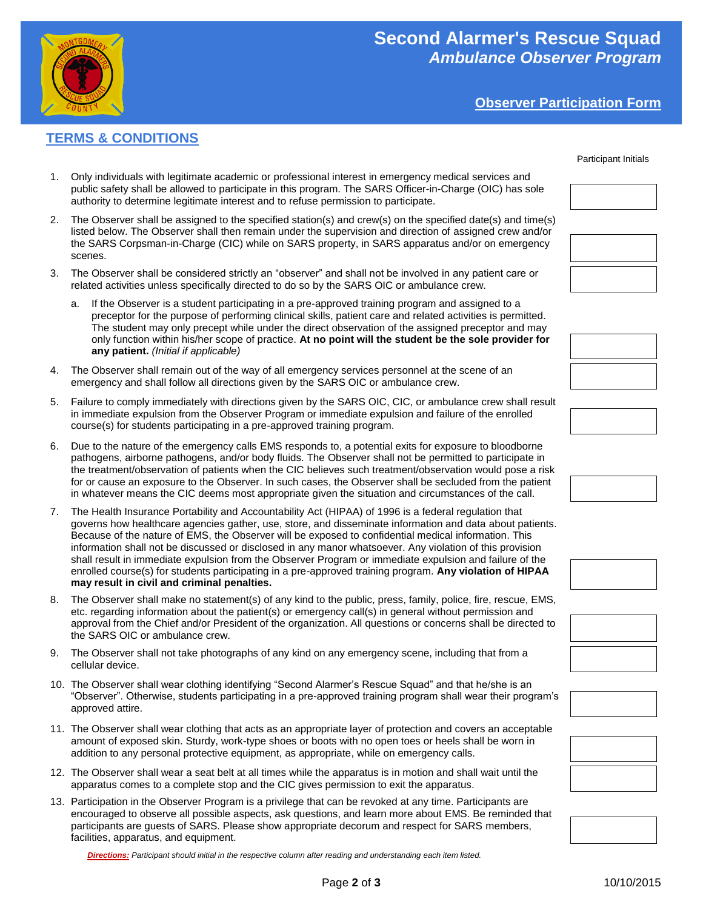# Second Alarmer's Rescue Squad

## *Ambulance Observer Program*

### Observer Participation Form

## TERMS & CONDITIONS

Participant Initials

1. Only individuals with legitimate academic or professional interest in emergency medical services and public safety shall be allowed to participate in this program. The SARS Officer-in-Charge (OIC) has sole authority to determine legitimate interest and to refuse permission to participate.
2. The Observer shall be assigned to the specified station(s) and crew(s) on the specified date(s) and time(s) listed below. The Observer shall then remain under the supervision and direction of assigned crew and/or the SARS Corpsman-in-Charge (CIC) while on SARS property, in SARS apparatus and/or on emergency scenes.
3. The Observer shall be considered strictly an "observer" and shall not be involved in any patient care or related activities unless specifically directed to do so by the SARS OIC or ambulance crew.
   a. If the Observer is a student participating in a pre-approved training program and assigned to a preceptor for the purpose of performing clinical skills, patient care and related activities is permitted. The student may only precept while under the direct observation of the assigned preceptor and may only function within his/her scope of practice. **At no point will the student be the sole provider for any patient.** *(Initial if applicable)*
4. The Observer shall remain out of the way of all emergency services personnel at the scene of an emergency and shall follow all directions given by the SARS OIC or ambulance crew.
5. Failure to comply immediately with directions given by the SARS OIC, CIC, or ambulance crew shall result in immediate expulsion from the Observer Program or immediate expulsion and failure of the enrolled course(s) for students participating in a pre-approved training program.
6. Due to the nature of the emergency calls EMS responds to, a potential exits for exposure to bloodborne pathogens, airborne pathogens, and/or body fluids. The Observer shall not be permitted to participate in the treatment/observation of patients when the CIC believes such treatment/observation would pose a risk for or cause an exposure to the Observer. In such cases, the Observer shall be secluded from the patient in whatever means the CIC deems most appropriate given the situation and circumstances of the call.
7. The Health Insurance Portability and Accountability Act (HIPAA) of 1996 is a federal regulation that governs how healthcare agencies gather, use, store, and disseminate information and data about patients. Because of the nature of EMS, the Observer will be exposed to confidential medical information. This information shall not be discussed or disclosed in any manor whatsoever. Any violation of this provision shall result in immediate expulsion from the Observer Program or immediate expulsion and failure of the enrolled course(s) for students participating in a pre-approved training program. **Any violation of HIPAA may result in civil and criminal penalties.**
8. The Observer shall make no statement(s) of any kind to the public, press, family, police, fire, rescue, EMS, etc. regarding information about the patient(s) or emergency call(s) in general without permission and approval from the Chief and/or President of the organization. All questions or concerns shall be directed to the SARS OIC or ambulance crew.
9. The Observer shall not take photographs of any kind on any emergency scene, including that from a cellular device.
10. The Observer shall wear clothing identifying "Second Alarmer's Rescue Squad" and that he/she is an "Observer". Otherwise, students participating in a pre-approved training program shall wear their program's approved attire.
11. The Observer shall wear clothing that acts as an appropriate layer of protection and covers an acceptable amount of exposed skin. Sturdy, work-type shoes or boots with no open toes or heels shall be worn in addition to any personal protective equipment, as appropriate, while on emergency calls.
12. The Observer shall wear a seat belt at all times while the apparatus is in motion and shall wait until the apparatus comes to a complete stop and the CIC gives permission to exit the apparatus.
13. Participation in the Observer Program is a privilege that can be revoked at any time. Participants are encouraged to observe all possible aspects, ask questions, and learn more about EMS. Be reminded that participants are guests of SARS. Please show appropriate decorum and respect for SARS members, facilities, apparatus, and equipment.

***Directions:*** *Participant should initial in the respective column after reading and understanding each item listed.*

10/10/2015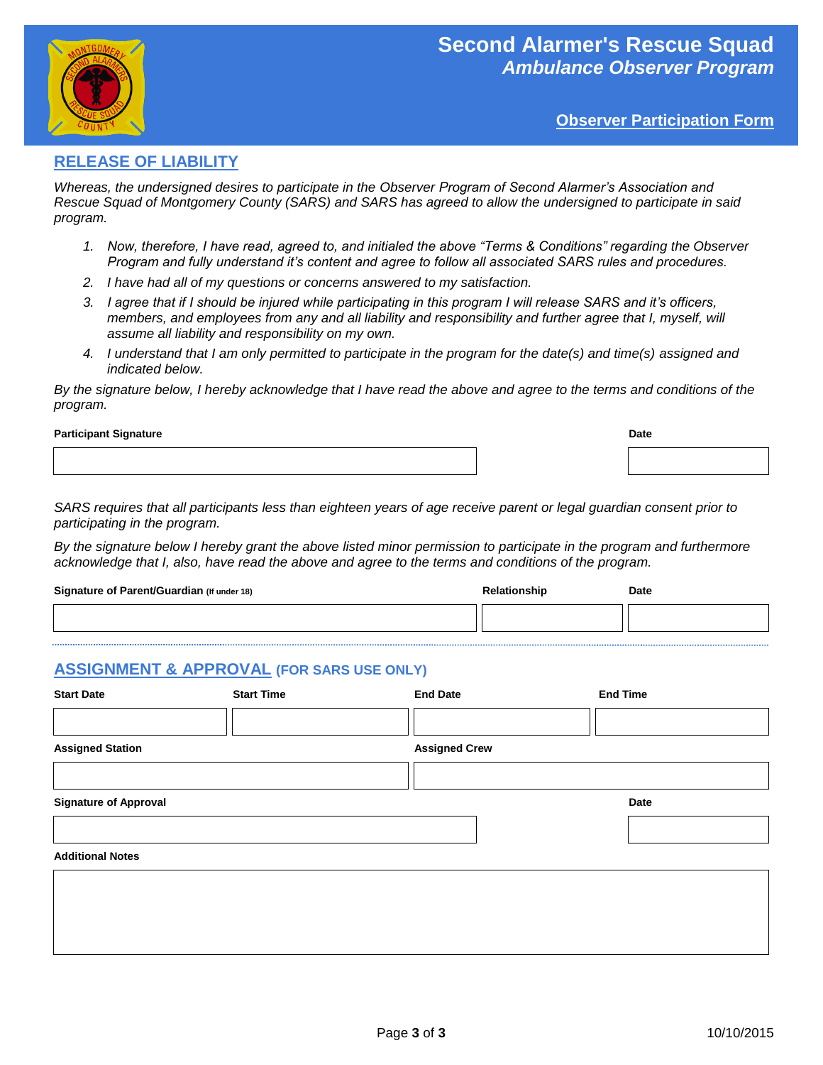# Second Alarmer's Rescue Squad
## *Ambulance Observer Program*

**Observer Participation Form**

## RELEASE OF LIABILITY

*Whereas, the undersigned desires to participate in the Observer Program of Second Alarmer's Association and Rescue Squad of Montgomery County (SARS) and SARS has agreed to allow the undersigned to participate in said program.*

1. *Now, therefore, I have read, agreed to, and initialed the above "Terms & Conditions" regarding the Observer Program and fully understand it's content and agree to follow all associated SARS rules and procedures.*
2. *I have had all of my questions or concerns answered to my satisfaction.*
3. *I agree that if I should be injured while participating in this program I will release SARS and it's officers, members, and employees from any and all liability and responsibility and further agree that I, myself, will assume all liability and responsibility on my own.*
4. *I understand that I am only permitted to participate in the program for the date(s) and time(s) assigned and indicated below.*

*By the signature below, I hereby acknowledge that I have read the above and agree to the terms and conditions of the program.*

| Participant Signature | Date |
| --- | --- |
| | |

*SARS requires that all participants less than eighteen years of age receive parent or legal guardian consent prior to participating in the program.*

*By the signature below I hereby grant the above listed minor permission to participate in the program and furthermore acknowledge that I, also, have read the above and agree to the terms and conditions of the program.*

| Signature of Parent/Guardian (If under 18) | Relationship | Date |
| --- | --- | --- |
| | | |

## ASSIGNMENT & APPROVAL (FOR SARS USE ONLY)

| Start Date | Start Time | End Date | End Time |
| --- | --- | --- | --- |
| | | | |

| Assigned Station | Assigned Crew |
| --- | --- |
| | |

| Signature of Approval | Date |
| --- | --- |
| | |

| Additional Notes |
| --- |
| |

10/10/2015